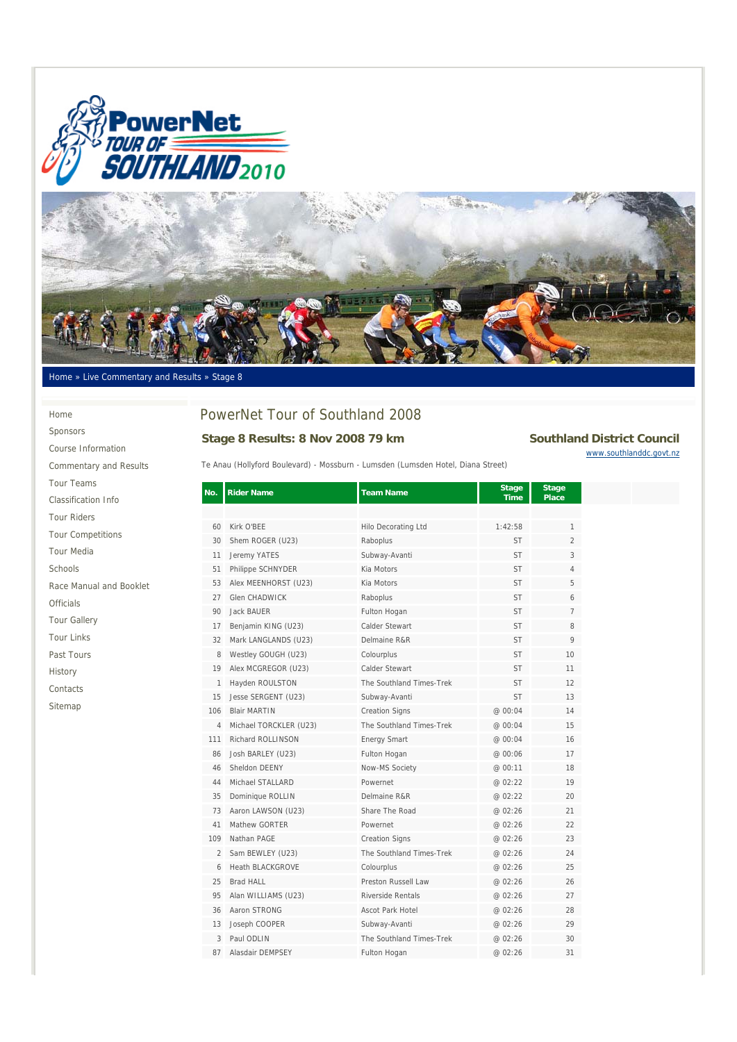Home » Live Commentary and Results » Stage 8

- Home
- Sponsors
- Course Information
- Commentary and Results
- Tour Teams
- Classification Info
- Tour Riders
- Tour Competitions
- Tour Media
- Schools
- Race Manual and Booklet
- Officials
- Tour Gallery
- Tour Links
- Past Tours
- History
- Contacts
- Sitemap

# PowerNet Tour of Southland 2008

## Stage 8 Results: 8 Nov 2008 79 km

**Southland District Council**
www.southlanddc.govt.nz

Te Anau (Hollyford Boulevard) - Mossburn - Lumsden (Lumsden Hotel, Diana Street)

| No. | Rider Name | Team Name | Stage Time | Stage Place |
|---|---|---|---|---|
| 60 | Kirk O'BEE | Hilo Decorating Ltd | 1:42:58 | 1 |
| 30 | Shem ROGER (U23) | Raboplus | ST | 2 |
| 11 | Jeremy YATES | Subway-Avanti | ST | 3 |
| 51 | Philippe SCHNYDER | Kia Motors | ST | 4 |
| 53 | Alex MEENHORST (U23) | Kia Motors | ST | 5 |
| 27 | Glen CHADWICK | Raboplus | ST | 6 |
| 90 | Jack BAUER | Fulton Hogan | ST | 7 |
| 17 | Benjamin KING (U23) | Calder Stewart | ST | 8 |
| 32 | Mark LANGLANDS (U23) | Delmaine R&R | ST | 9 |
| 8 | Westley GOUGH (U23) | Colourplus | ST | 10 |
| 19 | Alex MCGREGOR (U23) | Calder Stewart | ST | 11 |
| 1 | Hayden ROULSTON | The Southland Times-Trek | ST | 12 |
| 15 | Jesse SERGENT (U23) | Subway-Avanti | ST | 13 |
| 106 | Blair MARTIN | Creation Signs | @ 00:04 | 14 |
| 4 | Michael TORCKLER (U23) | The Southland Times-Trek | @ 00:04 | 15 |
| 111 | Richard ROLLINSON | Energy Smart | @ 00:04 | 16 |
| 86 | Josh BARLEY (U23) | Fulton Hogan | @ 00:06 | 17 |
| 46 | Sheldon DEENY | Now-MS Society | @ 00:11 | 18 |
| 44 | Michael STALLARD | Powernet | @ 02:22 | 19 |
| 35 | Dominique ROLLIN | Delmaine R&R | @ 02:22 | 20 |
| 73 | Aaron LAWSON (U23) | Share The Road | @ 02:26 | 21 |
| 41 | Mathew GORTER | Powernet | @ 02:26 | 22 |
| 109 | Nathan PAGE | Creation Signs | @ 02:26 | 23 |
| 2 | Sam BEWLEY (U23) | The Southland Times-Trek | @ 02:26 | 24 |
| 6 | Heath BLACKGROVE | Colourplus | @ 02:26 | 25 |
| 25 | Brad HALL | Preston Russell Law | @ 02:26 | 26 |
| 95 | Alan WILLIAMS (U23) | Riverside Rentals | @ 02:26 | 27 |
| 36 | Aaron STRONG | Ascot Park Hotel | @ 02:26 | 28 |
| 13 | Joseph COOPER | Subway-Avanti | @ 02:26 | 29 |
| 3 | Paul ODLIN | The Southland Times-Trek | @ 02:26 | 30 |
| 87 | Alasdair DEMPSEY | Fulton Hogan | @ 02:26 | 31 |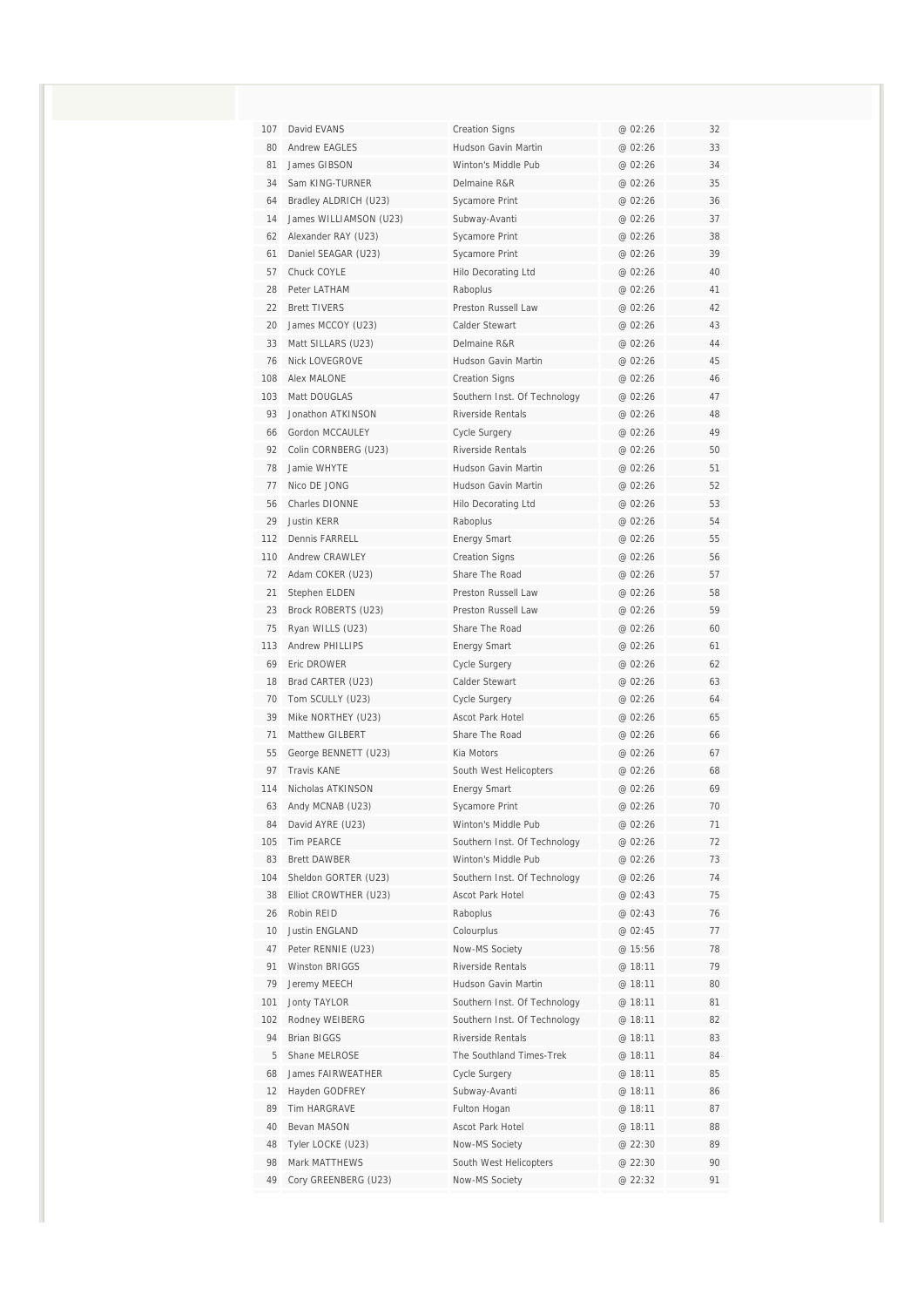| | | | | |
|---|---|---|---|---|
| 107 | David EVANS | Creation Signs | @ 02:26 | 32 |
| 80 | Andrew EAGLES | Hudson Gavin Martin | @ 02:26 | 33 |
| 81 | James GIBSON | Winton's Middle Pub | @ 02:26 | 34 |
| 34 | Sam KING-TURNER | Delmaine R&R | @ 02:26 | 35 |
| 64 | Bradley ALDRICH (U23) | Sycamore Print | @ 02:26 | 36 |
| 14 | James WILLIAMSON (U23) | Subway-Avanti | @ 02:26 | 37 |
| 62 | Alexander RAY (U23) | Sycamore Print | @ 02:26 | 38 |
| 61 | Daniel SEAGAR (U23) | Sycamore Print | @ 02:26 | 39 |
| 57 | Chuck COYLE | Hilo Decorating Ltd | @ 02:26 | 40 |
| 28 | Peter LATHAM | Raboplus | @ 02:26 | 41 |
| 22 | Brett TIVERS | Preston Russell Law | @ 02:26 | 42 |
| 20 | James MCCOY (U23) | Calder Stewart | @ 02:26 | 43 |
| 33 | Matt SILLARS (U23) | Delmaine R&R | @ 02:26 | 44 |
| 76 | Nick LOVEGROVE | Hudson Gavin Martin | @ 02:26 | 45 |
| 108 | Alex MALONE | Creation Signs | @ 02:26 | 46 |
| 103 | Matt DOUGLAS | Southern Inst. Of Technology | @ 02:26 | 47 |
| 93 | Jonathon ATKINSON | Riverside Rentals | @ 02:26 | 48 |
| 66 | Gordon MCCAULEY | Cycle Surgery | @ 02:26 | 49 |
| 92 | Colin CORNBERG (U23) | Riverside Rentals | @ 02:26 | 50 |
| 78 | Jamie WHYTE | Hudson Gavin Martin | @ 02:26 | 51 |
| 77 | Nico DE JONG | Hudson Gavin Martin | @ 02:26 | 52 |
| 56 | Charles DIONNE | Hilo Decorating Ltd | @ 02:26 | 53 |
| 29 | Justin KERR | Raboplus | @ 02:26 | 54 |
| 112 | Dennis FARRELL | Energy Smart | @ 02:26 | 55 |
| 110 | Andrew CRAWLEY | Creation Signs | @ 02:26 | 56 |
| 72 | Adam COKER (U23) | Share The Road | @ 02:26 | 57 |
| 21 | Stephen ELDEN | Preston Russell Law | @ 02:26 | 58 |
| 23 | Brock ROBERTS (U23) | Preston Russell Law | @ 02:26 | 59 |
| 75 | Ryan WILLS (U23) | Share The Road | @ 02:26 | 60 |
| 113 | Andrew PHILLIPS | Energy Smart | @ 02:26 | 61 |
| 69 | Eric DROWER | Cycle Surgery | @ 02:26 | 62 |
| 18 | Brad CARTER (U23) | Calder Stewart | @ 02:26 | 63 |
| 70 | Tom SCULLY (U23) | Cycle Surgery | @ 02:26 | 64 |
| 39 | Mike NORTHEY (U23) | Ascot Park Hotel | @ 02:26 | 65 |
| 71 | Matthew GILBERT | Share The Road | @ 02:26 | 66 |
| 55 | George BENNETT (U23) | Kia Motors | @ 02:26 | 67 |
| 97 | Travis KANE | South West Helicopters | @ 02:26 | 68 |
| 114 | Nicholas ATKINSON | Energy Smart | @ 02:26 | 69 |
| 63 | Andy MCNAB (U23) | Sycamore Print | @ 02:26 | 70 |
| 84 | David AYRE (U23) | Winton's Middle Pub | @ 02:26 | 71 |
| 105 | Tim PEARCE | Southern Inst. Of Technology | @ 02:26 | 72 |
| 83 | Brett DAWBER | Winton's Middle Pub | @ 02:26 | 73 |
| 104 | Sheldon GORTER (U23) | Southern Inst. Of Technology | @ 02:26 | 74 |
| 38 | Elliot CROWTHER (U23) | Ascot Park Hotel | @ 02:43 | 75 |
| 26 | Robin REID | Raboplus | @ 02:43 | 76 |
| 10 | Justin ENGLAND | Colourplus | @ 02:45 | 77 |
| 47 | Peter RENNIE (U23) | Now-MS Society | @ 15:56 | 78 |
| 91 | Winston BRIGGS | Riverside Rentals | @ 18:11 | 79 |
| 79 | Jeremy MEECH | Hudson Gavin Martin | @ 18:11 | 80 |
| 101 | Jonty TAYLOR | Southern Inst. Of Technology | @ 18:11 | 81 |
| 102 | Rodney WEIBERG | Southern Inst. Of Technology | @ 18:11 | 82 |
| 94 | Brian BIGGS | Riverside Rentals | @ 18:11 | 83 |
| 5 | Shane MELROSE | The Southland Times-Trek | @ 18:11 | 84 |
| 68 | James FAIRWEATHER | Cycle Surgery | @ 18:11 | 85 |
| 12 | Hayden GODFREY | Subway-Avanti | @ 18:11 | 86 |
| 89 | Tim HARGRAVE | Fulton Hogan | @ 18:11 | 87 |
| 40 | Bevan MASON | Ascot Park Hotel | @ 18:11 | 88 |
| 48 | Tyler LOCKE (U23) | Now-MS Society | @ 22:30 | 89 |
| 98 | Mark MATTHEWS | South West Helicopters | @ 22:30 | 90 |
| 49 | Cory GREENBERG (U23) | Now-MS Society | @ 22:32 | 91 |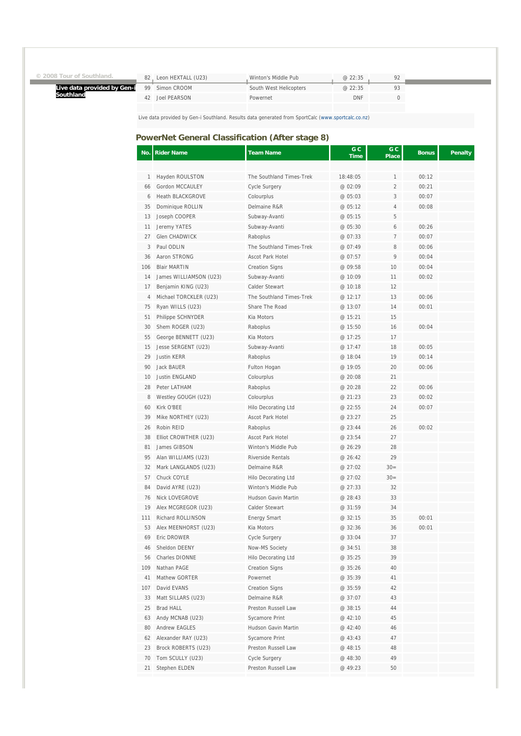© 2008 Tour of Southland.

**Live data provided by Gen-i Southland**

| | | | | |
|---|---|---|---|---|
| 82 | Leon HEXTALL (U23) | Winton's Middle Pub | @ 22:35 | 92 |
| 99 | Simon CROOM | South West Helicopters | @ 22:35 | 93 |
| 42 | Joel PEARSON | Powernet | DNF | 0 |

Live data provided by Gen-i Southland. Results data generated from SportCalc (www.sportcalc.co.nz)

## PowerNet General Classification (After stage 8)

| No. | Rider Name | Team Name | G C Time | G C Place | Bonus | Penalty |
|---|---|---|---|---|---|---|
| 1 | Hayden ROULSTON | The Southland Times-Trek | 18:48:05 | 1 | 00:12 | |
| 66 | Gordon MCCAULEY | Cycle Surgery | @ 02:09 | 2 | 00:21 | |
| 6 | Heath BLACKGROVE | Colourplus | @ 05:03 | 3 | 00:07 | |
| 35 | Dominique ROLLIN | Delmaine R&R | @ 05:12 | 4 | 00:08 | |
| 13 | Joseph COOPER | Subway-Avanti | @ 05:15 | 5 | | |
| 11 | Jeremy YATES | Subway-Avanti | @ 05:30 | 6 | 00:26 | |
| 27 | Glen CHADWICK | Raboplus | @ 07:33 | 7 | 00:07 | |
| 3 | Paul ODLIN | The Southland Times-Trek | @ 07:49 | 8 | 00:06 | |
| 36 | Aaron STRONG | Ascot Park Hotel | @ 07:57 | 9 | 00:04 | |
| 106 | Blair MARTIN | Creation Signs | @ 09:58 | 10 | 00:04 | |
| 14 | James WILLIAMSON (U23) | Subway-Avanti | @ 10:09 | 11 | 00:02 | |
| 17 | Benjamin KING (U23) | Calder Stewart | @ 10:18 | 12 | | |
| 4 | Michael TORCKLER (U23) | The Southland Times-Trek | @ 12:17 | 13 | 00:06 | |
| 75 | Ryan WILLS (U23) | Share The Road | @ 13:07 | 14 | 00:01 | |
| 51 | Philippe SCHNYDER | Kia Motors | @ 15:21 | 15 | | |
| 30 | Shem ROGER (U23) | Raboplus | @ 15:50 | 16 | 00:04 | |
| 55 | George BENNETT (U23) | Kia Motors | @ 17:25 | 17 | | |
| 15 | Jesse SERGENT (U23) | Subway-Avanti | @ 17:47 | 18 | 00:05 | |
| 29 | Justin KERR | Raboplus | @ 18:04 | 19 | 00:14 | |
| 90 | Jack BAUER | Fulton Hogan | @ 19:05 | 20 | 00:06 | |
| 10 | Justin ENGLAND | Colourplus | @ 20:08 | 21 | | |
| 28 | Peter LATHAM | Raboplus | @ 20:28 | 22 | 00:06 | |
| 8 | Westley GOUGH (U23) | Colourplus | @ 21:23 | 23 | 00:02 | |
| 60 | Kirk O'BEE | Hilo Decorating Ltd | @ 22:55 | 24 | 00:07 | |
| 39 | Mike NORTHEY (U23) | Ascot Park Hotel | @ 23:27 | 25 | | |
| 26 | Robin REID | Raboplus | @ 23:44 | 26 | 00:02 | |
| 38 | Elliot CROWTHER (U23) | Ascot Park Hotel | @ 23:54 | 27 | | |
| 81 | James GIBSON | Winton's Middle Pub | @ 26:29 | 28 | | |
| 95 | Alan WILLIAMS (U23) | Riverside Rentals | @ 26:42 | 29 | | |
| 32 | Mark LANGLANDS (U23) | Delmaine R&R | @ 27:02 | 30= | | |
| 57 | Chuck COYLE | Hilo Decorating Ltd | @ 27:02 | 30= | | |
| 84 | David AYRE (U23) | Winton's Middle Pub | @ 27:33 | 32 | | |
| 76 | Nick LOVEGROVE | Hudson Gavin Martin | @ 28:43 | 33 | | |
| 19 | Alex MCGREGOR (U23) | Calder Stewart | @ 31:59 | 34 | | |
| 111 | Richard ROLLINSON | Energy Smart | @ 32:15 | 35 | 00:01 | |
| 53 | Alex MEENHORST (U23) | Kia Motors | @ 32:36 | 36 | 00:01 | |
| 69 | Eric DROWER | Cycle Surgery | @ 33:04 | 37 | | |
| 46 | Sheldon DEENY | Now-MS Society | @ 34:51 | 38 | | |
| 56 | Charles DIONNE | Hilo Decorating Ltd | @ 35:25 | 39 | | |
| 109 | Nathan PAGE | Creation Signs | @ 35:26 | 40 | | |
| 41 | Mathew GORTER | Powernet | @ 35:39 | 41 | | |
| 107 | David EVANS | Creation Signs | @ 35:59 | 42 | | |
| 33 | Matt SILLARS (U23) | Delmaine R&R | @ 37:07 | 43 | | |
| 25 | Brad HALL | Preston Russell Law | @ 38:15 | 44 | | |
| 63 | Andy MCNAB (U23) | Sycamore Print | @ 42:10 | 45 | | |
| 80 | Andrew EAGLES | Hudson Gavin Martin | @ 42:40 | 46 | | |
| 62 | Alexander RAY (U23) | Sycamore Print | @ 43:43 | 47 | | |
| 23 | Brock ROBERTS (U23) | Preston Russell Law | @ 48:15 | 48 | | |
| 70 | Tom SCULLY (U23) | Cycle Surgery | @ 48:30 | 49 | | |
| 21 | Stephen ELDEN | Preston Russell Law | @ 49:23 | 50 | | |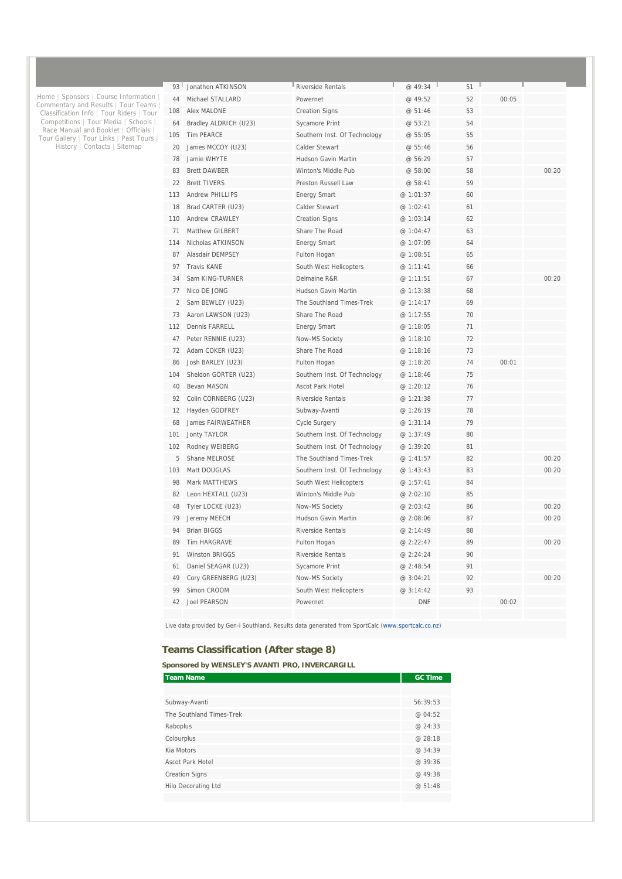Home | Sponsors | Course Information | Commentary and Results | Tour Teams | Classification Info | Tour Riders | Tour Competitions | Tour Media | Schools | Race Manual and Booklet | Officials | Tour Gallery | Tour Links | Past Tours | History | Contacts | Sitemap

| | | | | | | |
|---|---|---|---|---|---|---|
| 93 | Jonathon ATKINSON | Riverside Rentals | @ 49:34 | 51 | | |
| 44 | Michael STALLARD | Powernet | @ 49:52 | 52 | 00:05 | |
| 108 | Alex MALONE | Creation Signs | @ 51:46 | 53 | | |
| 64 | Bradley ALDRICH (U23) | Sycamore Print | @ 53:21 | 54 | | |
| 105 | Tim PEARCE | Southern Inst. Of Technology | @ 55:05 | 55 | | |
| 20 | James MCCOY (U23) | Calder Stewart | @ 55:46 | 56 | | |
| 78 | Jamie WHYTE | Hudson Gavin Martin | @ 56:29 | 57 | | |
| 83 | Brett DAWBER | Winton's Middle Pub | @ 58:00 | 58 | | 00:20 |
| 22 | Brett TIVERS | Preston Russell Law | @ 58:41 | 59 | | |
| 113 | Andrew PHILLIPS | Energy Smart | @ 1:01:37 | 60 | | |
| 18 | Brad CARTER (U23) | Calder Stewart | @ 1:02:41 | 61 | | |
| 110 | Andrew CRAWLEY | Creation Signs | @ 1:03:14 | 62 | | |
| 71 | Matthew GILBERT | Share The Road | @ 1:04:47 | 63 | | |
| 114 | Nicholas ATKINSON | Energy Smart | @ 1:07:09 | 64 | | |
| 87 | Alasdair DEMPSEY | Fulton Hogan | @ 1:08:51 | 65 | | |
| 97 | Travis KANE | South West Helicopters | @ 1:11:41 | 66 | | |
| 34 | Sam KING-TURNER | Delmaine R&R | @ 1:11:51 | 67 | | 00:20 |
| 77 | Nico DE JONG | Hudson Gavin Martin | @ 1:13:38 | 68 | | |
| 2 | Sam BEWLEY (U23) | The Southland Times-Trek | @ 1:14:17 | 69 | | |
| 73 | Aaron LAWSON (U23) | Share The Road | @ 1:17:55 | 70 | | |
| 112 | Dennis FARRELL | Energy Smart | @ 1:18:05 | 71 | | |
| 47 | Peter RENNIE (U23) | Now-MS Society | @ 1:18:10 | 72 | | |
| 72 | Adam COKER (U23) | Share The Road | @ 1:18:16 | 73 | | |
| 86 | Josh BARLEY (U23) | Fulton Hogan | @ 1:18:20 | 74 | 00:01 | |
| 104 | Sheldon GORTER (U23) | Southern Inst. Of Technology | @ 1:18:46 | 75 | | |
| 40 | Bevan MASON | Ascot Park Hotel | @ 1:20:12 | 76 | | |
| 92 | Colin CORNBERG (U23) | Riverside Rentals | @ 1:21:38 | 77 | | |
| 12 | Hayden GODFREY | Subway-Avanti | @ 1:26:19 | 78 | | |
| 68 | James FAIRWEATHER | Cycle Surgery | @ 1:31:14 | 79 | | |
| 101 | Jonty TAYLOR | Southern Inst. Of Technology | @ 1:37:49 | 80 | | |
| 102 | Rodney WEIBERG | Southern Inst. Of Technology | @ 1:39:20 | 81 | | |
| 5 | Shane MELROSE | The Southland Times-Trek | @ 1:41:57 | 82 | | 00:20 |
| 103 | Matt DOUGLAS | Southern Inst. Of Technology | @ 1:43:43 | 83 | | 00:20 |
| 98 | Mark MATTHEWS | South West Helicopters | @ 1:57:41 | 84 | | |
| 82 | Leon HEXTALL (U23) | Winton's Middle Pub | @ 2:02:10 | 85 | | |
| 48 | Tyler LOCKE (U23) | Now-MS Society | @ 2:03:42 | 86 | | 00:20 |
| 79 | Jeremy MEECH | Hudson Gavin Martin | @ 2:08:06 | 87 | | 00:20 |
| 94 | Brian BIGGS | Riverside Rentals | @ 2:14:49 | 88 | | |
| 89 | Tim HARGRAVE | Fulton Hogan | @ 2:22:47 | 89 | | 00:20 |
| 91 | Winston BRIGGS | Riverside Rentals | @ 2:24:24 | 90 | | |
| 61 | Daniel SEAGAR (U23) | Sycamore Print | @ 2:48:54 | 91 | | |
| 49 | Cory GREENBERG (U23) | Now-MS Society | @ 3:04:21 | 92 | | 00:20 |
| 99 | Simon CROOM | South West Helicopters | @ 3:14:42 | 93 | | |
| 42 | Joel PEARSON | Powernet | DNF | | 00:02 | |

Live data provided by Gen-i Southland. Results data generated from SportCalc (www.sportcalc.co.nz)

## Teams Classification (After stage 8)

**Sponsored by WENSLEY'S AVANTI PRO, INVERCARGILL**

| Team Name | GC Time |
|---|---|
| Subway-Avanti | 56:39:53 |
| The Southland Times-Trek | @ 04:52 |
| Raboplus | @ 24:33 |
| Colourplus | @ 28:18 |
| Kia Motors | @ 34:39 |
| Ascot Park Hotel | @ 39:36 |
| Creation Signs | @ 49:38 |
| Hilo Decorating Ltd | @ 51:48 |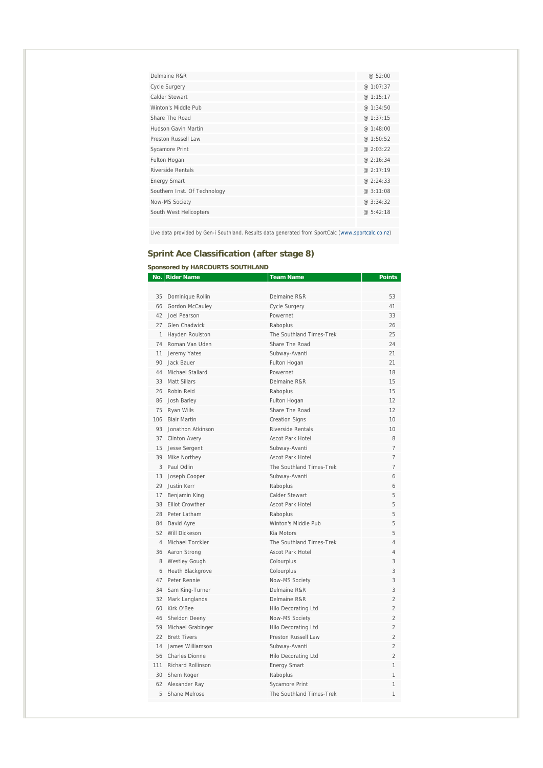| | |
|---|---|
| Delmaine R&R | @ 52:00 |
| Cycle Surgery | @ 1:07:37 |
| Calder Stewart | @ 1:15:17 |
| Winton's Middle Pub | @ 1:34:50 |
| Share The Road | @ 1:37:15 |
| Hudson Gavin Martin | @ 1:48:00 |
| Preston Russell Law | @ 1:50:52 |
| Sycamore Print | @ 2:03:22 |
| Fulton Hogan | @ 2:16:34 |
| Riverside Rentals | @ 2:17:19 |
| Energy Smart | @ 2:24:33 |
| Southern Inst. Of Technology | @ 3:11:08 |
| Now-MS Society | @ 3:34:32 |
| South West Helicopters | @ 5:42:18 |

Live data provided by Gen-i Southland. Results data generated from SportCalc (www.sportcalc.co.nz)

## Sprint Ace Classification (after stage 8)

**Sponsored by HARCOURTS SOUTHLAND**

| No. | Rider Name | Team Name | Points |
|---|---|---|---|
| 35 | Dominique Rollin | Delmaine R&R | 53 |
| 66 | Gordon McCauley | Cycle Surgery | 41 |
| 42 | Joel Pearson | Powernet | 33 |
| 27 | Glen Chadwick | Raboplus | 26 |
| 1 | Hayden Roulston | The Southland Times-Trek | 25 |
| 74 | Roman Van Uden | Share The Road | 24 |
| 11 | Jeremy Yates | Subway-Avanti | 21 |
| 90 | Jack Bauer | Fulton Hogan | 21 |
| 44 | Michael Stallard | Powernet | 18 |
| 33 | Matt Sillars | Delmaine R&R | 15 |
| 26 | Robin Reid | Raboplus | 15 |
| 86 | Josh Barley | Fulton Hogan | 12 |
| 75 | Ryan Wills | Share The Road | 12 |
| 106 | Blair Martin | Creation Signs | 10 |
| 93 | Jonathon Atkinson | Riverside Rentals | 10 |
| 37 | Clinton Avery | Ascot Park Hotel | 8 |
| 15 | Jesse Sergent | Subway-Avanti | 7 |
| 39 | Mike Northey | Ascot Park Hotel | 7 |
| 3 | Paul Odlin | The Southland Times-Trek | 7 |
| 13 | Joseph Cooper | Subway-Avanti | 6 |
| 29 | Justin Kerr | Raboplus | 6 |
| 17 | Benjamin King | Calder Stewart | 5 |
| 38 | Elliot Crowther | Ascot Park Hotel | 5 |
| 28 | Peter Latham | Raboplus | 5 |
| 84 | David Ayre | Winton's Middle Pub | 5 |
| 52 | Will Dickeson | Kia Motors | 5 |
| 4 | Michael Torckler | The Southland Times-Trek | 4 |
| 36 | Aaron Strong | Ascot Park Hotel | 4 |
| 8 | Westley Gough | Colourplus | 3 |
| 6 | Heath Blackgrove | Colourplus | 3 |
| 47 | Peter Rennie | Now-MS Society | 3 |
| 34 | Sam King-Turner | Delmaine R&R | 3 |
| 32 | Mark Langlands | Delmaine R&R | 2 |
| 60 | Kirk O'Bee | Hilo Decorating Ltd | 2 |
| 46 | Sheldon Deeny | Now-MS Society | 2 |
| 59 | Michael Grabinger | Hilo Decorating Ltd | 2 |
| 22 | Brett Tivers | Preston Russell Law | 2 |
| 14 | James Williamson | Subway-Avanti | 2 |
| 56 | Charles Dionne | Hilo Decorating Ltd | 2 |
| 111 | Richard Rollinson | Energy Smart | 1 |
| 30 | Shem Roger | Raboplus | 1 |
| 62 | Alexander Ray | Sycamore Print | 1 |
| 5 | Shane Melrose | The Southland Times-Trek | 1 |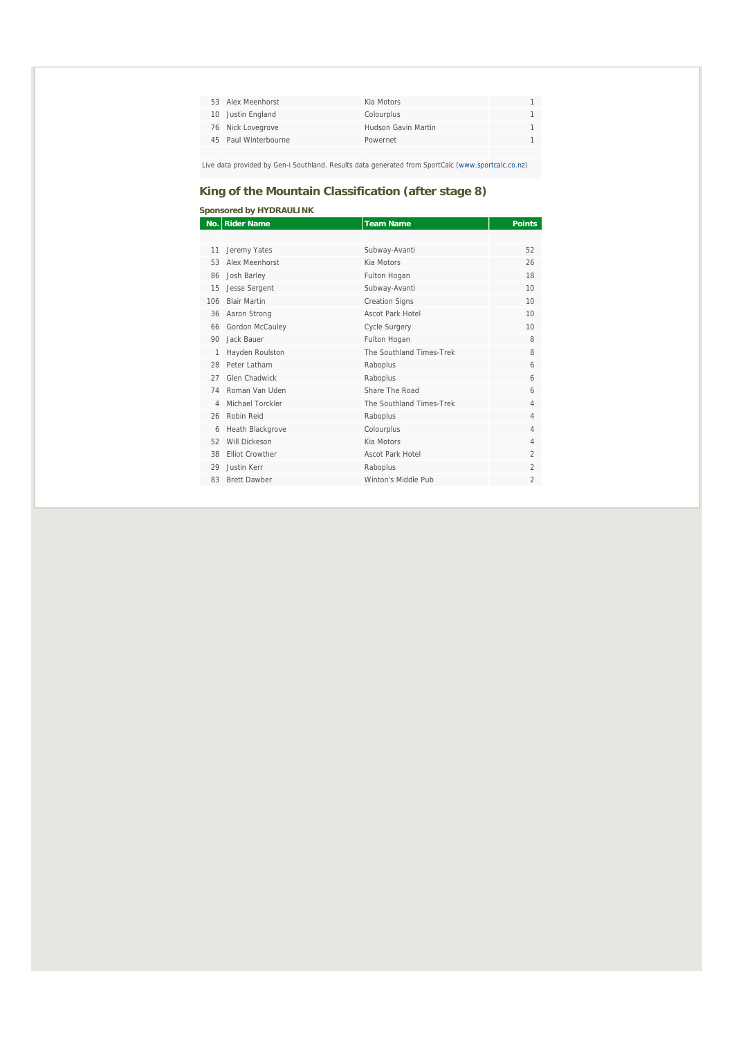| | | | |
|---|---|---|---|
| 53 | Alex Meenhorst | Kia Motors | 1 |
| 10 | Justin England | Colourplus | 1 |
| 76 | Nick Lovegrove | Hudson Gavin Martin | 1 |
| 45 | Paul Winterbourne | Powernet | 1 |

Live data provided by Gen-i Southland. Results data generated from SportCalc (www.sportcalc.co.nz)

## King of the Mountain Classification (after stage 8)

**Sponsored by HYDRAULINK**

| No. | Rider Name | Team Name | Points |
|---|---|---|---|
| 11 | Jeremy Yates | Subway-Avanti | 52 |
| 53 | Alex Meenhorst | Kia Motors | 26 |
| 86 | Josh Barley | Fulton Hogan | 18 |
| 15 | Jesse Sergent | Subway-Avanti | 10 |
| 106 | Blair Martin | Creation Signs | 10 |
| 36 | Aaron Strong | Ascot Park Hotel | 10 |
| 66 | Gordon McCauley | Cycle Surgery | 10 |
| 90 | Jack Bauer | Fulton Hogan | 8 |
| 1 | Hayden Roulston | The Southland Times-Trek | 8 |
| 28 | Peter Latham | Raboplus | 6 |
| 27 | Glen Chadwick | Raboplus | 6 |
| 74 | Roman Van Uden | Share The Road | 6 |
| 4 | Michael Torckler | The Southland Times-Trek | 4 |
| 26 | Robin Reid | Raboplus | 4 |
| 6 | Heath Blackgrove | Colourplus | 4 |
| 52 | Will Dickeson | Kia Motors | 4 |
| 38 | Elliot Crowther | Ascot Park Hotel | 2 |
| 29 | Justin Kerr | Raboplus | 2 |
| 83 | Brett Dawber | Winton's Middle Pub | 2 |